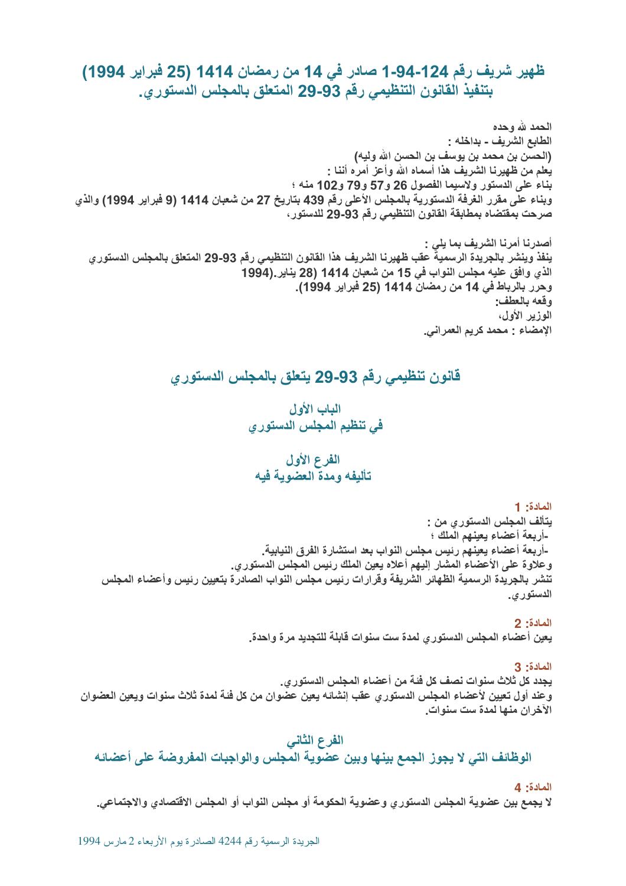# ظهير شريف رقم 1-94-124 صادر في 14 من رمضان 1414 (25 فبراير 1994) بتنفيذ القانون التنظيمي رقم 93-29 المتعلق بالمجلس الدستوري.

**الحمد لله وحده**
**الطابع الشريف - بداخله :**
**(الحسن بن محمد بن يوسف بن الحسن الله وليه)**
**يعلم من ظهيرنا الشريف هذا أسماه الله وأعز أمره أننا :**
**بناء على الدستور ولاسيما الفصول 26 و57 و79 و102 منه ؛**
**وبناء على مقرر الغرفة الدستورية بالمجلس الأعلى رقم 439 بتاريخ 27 من شعبان 1414 (9 فبراير 1994) والذي صرحت بمقتضاه بمطابقة القانون التنظيمي رقم 93-29 للدستور،**

**أصدرنا أمرنا الشريف بما يلي :**
**ينفذ وينشر بالجريدة الرسمية عقب ظهيرنا الشريف هذا القانون التنظيمي رقم 93-29 المتعلق بالمجلس الدستوري الذي وافق عليه مجلس النواب في 15 من شعبان 1414 (28 يناير 1994).**
**وحرر بالرباط في 14 من رمضان 1414 (25 فبراير 1994).**
**وقعه بالعطف:**
**الوزير الأول،**
**الإمضاء : محمد كريم العمراني.**

## قانون تنظيمي رقم 93-29 يتعلق بالمجلس الدستوري

## الباب الأول
## في تنظيم المجلس الدستوري

### الفرع الأول
### تأليفه ومدة العضوية فيه

**المادة: 1**
**يتألف المجلس الدستوري من :**
**-أربعة أعضاء يعينهم الملك ؛**
**-أربعة أعضاء يعينهم رئيس مجلس النواب بعد استشارة الفرق النيابية.**
**وعلاوة على الأعضاء المشار إليهم أعلاه يعين الملك رئيس المجلس الدستوري.**
**تنشر بالجريدة الرسمية الظهائر الشريفة وقرارات رئيس مجلس النواب الصادرة بتعيين رئيس وأعضاء المجلس الدستوري.**

**المادة: 2**
**يعين أعضاء المجلس الدستوري لمدة ست سنوات قابلة للتجديد مرة واحدة.**

**المادة: 3**
**يجدد كل ثلاث سنوات نصف كل فئة من أعضاء المجلس الدستوري.**
**وعند أول تعيين لأعضاء المجلس الدستوري عقب إنشائه يعين عضوان من كل فئة لمدة ثلاث سنوات ويعين العضوان الآخران منها لمدة ست سنوات.**

### الفرع الثاني
### الوظائف التي لا يجوز الجمع بينها وبين عضوية المجلس والواجبات المفروضة على أعضائه

**المادة: 4**
**لا يجمع بين عضوية المجلس الدستوري وعضوية الحكومة أو مجلس النواب أو المجلس الاقتصادي والاجتماعي.**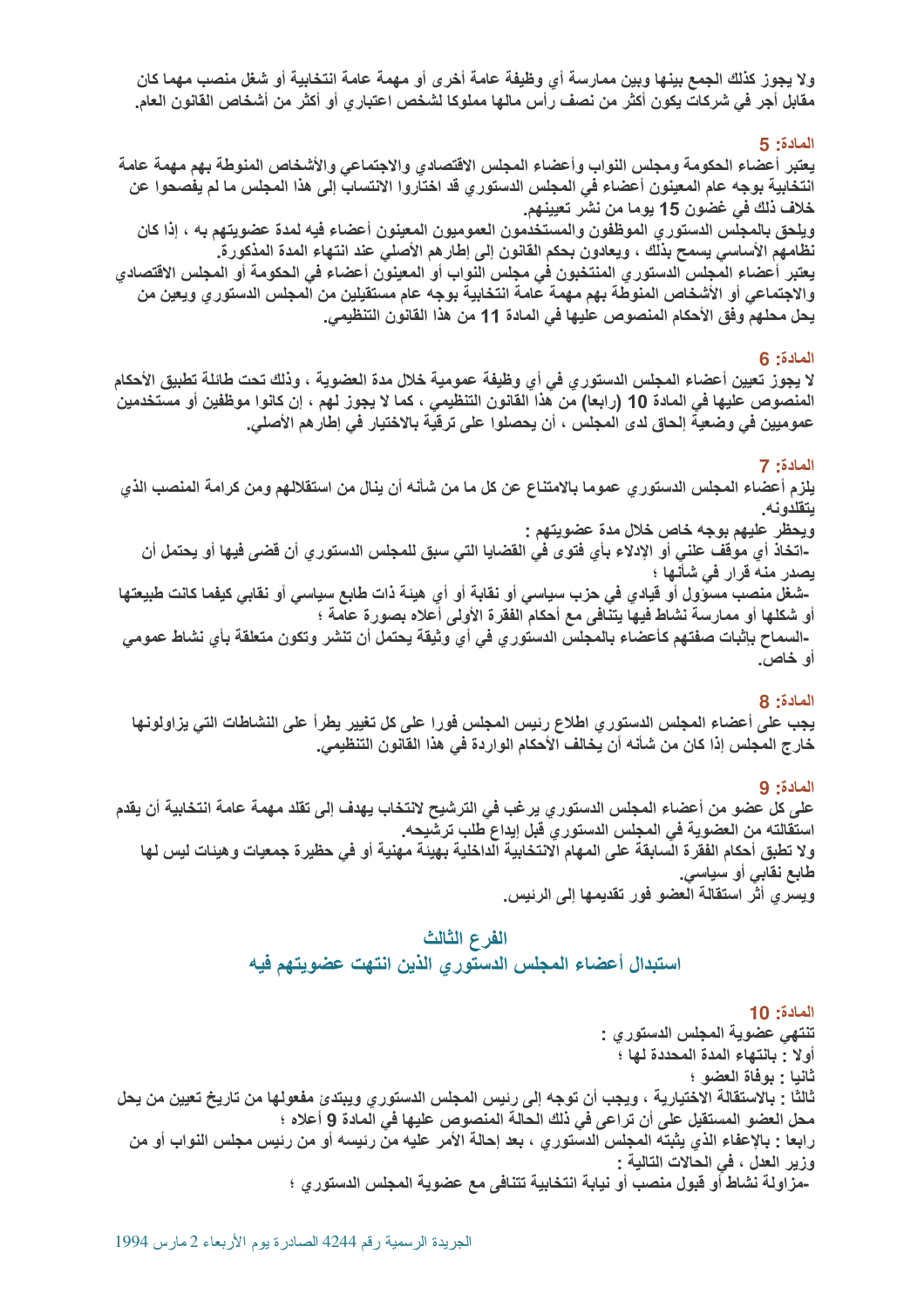ولا يجوز كذلك الجمع بينها وبين ممارسة أي وظيفة عامة أخرى أو مهمة عامة انتخابية أو شغل منصب مهما كان مقابل أجر في شركات يكون أكثر من نصف رأس مالها مملوكا لشخص اعتباري أو أكثر من أشخاص القانون العام.

**المادة: 5**

يعتبر أعضاء الحكومة ومجلس النواب وأعضاء المجلس الاقتصادي والاجتماعي والأشخاص المنوطة بهم مهمة عامة انتخابية بوجه عام المعينون أعضاء في المجلس الدستوري قد اختاروا الانتساب إلى هذا المجلس ما لم يفصحوا عن خلاف ذلك في غضون 15 يوما من نشر تعيينهم.

ويلحق بالمجلس الدستوري الموظفون والمستخدمون العموميون المعينون أعضاء فيه لمدة عضويتهم به ، إذا كان نظامهم الأساسي يسمح بذلك ، ويعادون بحكم القانون إلى إطارهم الأصلي عند انتهاء المدة المذكورة.

يعتبر أعضاء المجلس الدستوري المنتخبون في مجلس النواب أو المعينون أعضاء في الحكومة أو المجلس الاقتصادي والاجتماعي أو الأشخاص المنوطة بهم مهمة عامة انتخابية بوجه عام مستقيلين من المجلس الدستوري ويعين من يحل محلهم وفق الأحكام المنصوص عليها في المادة 11 من هذا القانون التنظيمي.

**المادة: 6**

لا يجوز تعيين أعضاء المجلس الدستوري في أي وظيفة عمومية خلال مدة العضوية ، وذلك تحت طائلة تطبيق الأحكام المنصوص عليها في المادة 10 (رابعا) من هذا القانون التنظيمي ، كما لا يجوز لهم ، إن كانوا موظفين أو مستخدمين عموميين في وضعية إلحاق لدى المجلس ، أن يحصلوا على ترقية بالاختيار في إطارهم الأصلي.

**المادة: 7**

يلزم أعضاء المجلس الدستوري عموما بالامتناع عن كل ما من شأنه أن ينال من استقلالهم ومن كرامة المنصب الذي يتقلدونه.

ويحظر عليهم بوجه خاص خلال مدة عضويتهم :

-اتخاذ أي موقف علني أو الإدلاء بأي فتوى في القضايا التي سبق للمجلس الدستوري أن قضى فيها أو يحتمل أن يصدر منه قرار في شأنها ؛

-شغل منصب مسؤول أو قيادي في حزب سياسي أو نقابة أو أي هيئة ذات طابع سياسي أو نقابي كيفما كانت طبيعتها أو شكلها أو ممارسة نشاط فيها يتنافى مع أحكام الفقرة الأولى أعلاه بصورة عامة ؛

-السماح بإثبات صفتهم كأعضاء بالمجلس الدستوري في أي وثيقة يحتمل أن تنشر وتكون متعلقة بأي نشاط عمومي أو خاص.

**المادة: 8**

يجب على أعضاء المجلس الدستوري اطلاع رئيس المجلس فورا على كل تغيير يطرأ على النشاطات التي يزاولونها خارج المجلس إذا كان من شأنه أن يخالف الأحكام الواردة في هذا القانون التنظيمي.

**المادة: 9**

على كل عضو من أعضاء المجلس الدستوري يرغب في الترشيح لانتخاب يهدف إلى تقلد مهمة عامة انتخابية أن يقدم استقالته من العضوية في المجلس الدستوري قبل إيداع طلب ترشيحه.

ولا تطبق أحكام الفقرة السابقة على المهام الانتخابية الداخلية بهيئة مهنية أو في حظيرة جمعيات وهيئات ليس لها طابع نقابي أو سياسي.

ويسري أثر استقالة العضو فور تقديمها إلى الرئيس.

## الفرع الثالث

## استبدال أعضاء المجلس الدستوري الذين انتهت عضويتهم فيه

**المادة: 10**

تنتهي عضوية المجلس الدستوري :

أولا : بانتهاء المدة المحددة لها ؛

ثانيا : بوفاة العضو ؛

ثالثا : بالاستقالة الاختيارية ، ويجب أن توجه إلى رئيس المجلس الدستوري ويبتدئ مفعولها من تاريخ تعيين من يحل محل العضو المستقيل على أن تراعى في ذلك الحالة المنصوص عليها في المادة 9 أعلاه ؛

رابعا : بالإعفاء الذي يثبته المجلس الدستوري ، بعد إحالة الأمر عليه من رئيسه أو من رئيس مجلس النواب أو من وزير العدل ، في الحالات التالية :

-مزاولة نشاط أو قبول منصب أو نيابة انتخابية تتنافى مع عضوية المجلس الدستوري ؛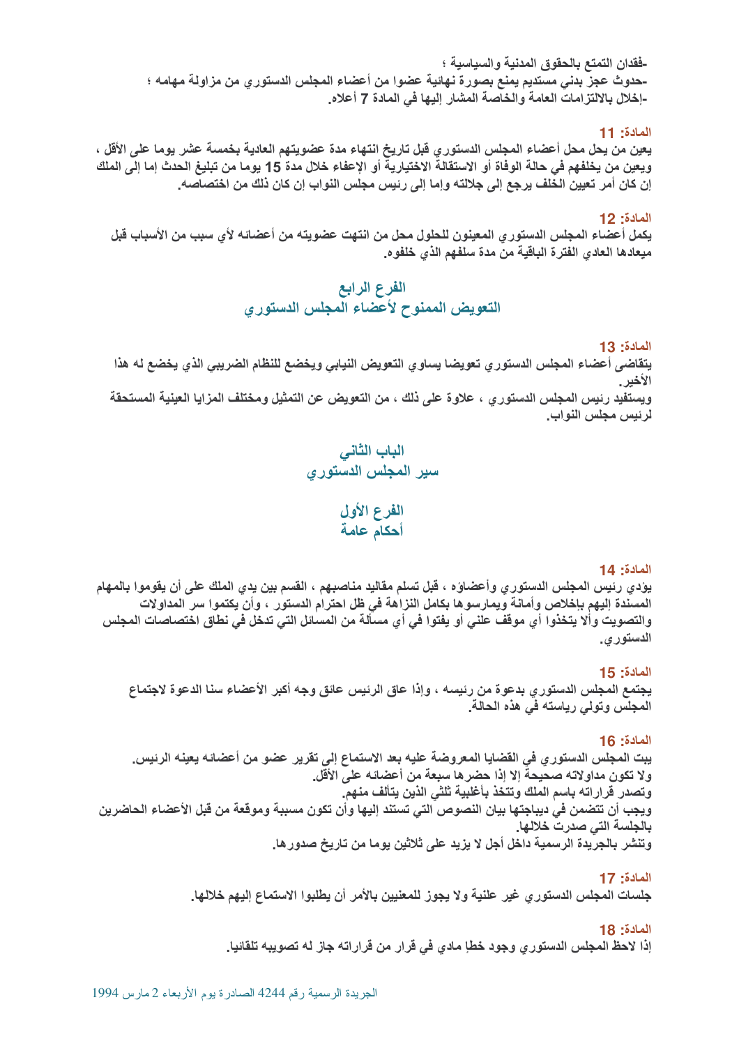-فقدان التمتع بالحقوق المدنية والسياسية ؛
-حدوث عجز بدني مستديم يمنع بصورة نهائية عضوا من أعضاء المجلس الدستوري من مزاولة مهامه ؛
-إخلال بالالتزامات العامة والخاصة المشار إليها في المادة 7 أعلاه.

**المادة: 11**

يعين من يحل محل أعضاء المجلس الدستوري قبل تاريخ انتهاء مدة عضويتهم العادية بخمسة عشر يوما على الأقل ، ويعين من يخلفهم في حالة الوفاة أو الاستقالة الاختيارية أو الإعفاء خلال مدة 15 يوما من تبليغ الحدث إما إلى الملك إن كان أمر تعيين الخلف يرجع إلى جلالته وإما إلى رئيس مجلس النواب إن كان ذلك من اختصاصه.

**المادة: 12**

يكمل أعضاء المجلس الدستوري المعينون للحلول محل من انتهت عضويته من أعضائه لأي سبب من الأسباب قبل ميعادها العادي الفترة الباقية من مدة سلفهم الذي خلفوه.

## الفرع الرابع
## التعويض الممنوح لأعضاء المجلس الدستوري

**المادة: 13**

يتقاضى أعضاء المجلس الدستوري تعويضا يساوي التعويض النيابي ويخضع للنظام الضريبي الذي يخضع له هذا الأخير.

ويستفيد رئيس المجلس الدستوري ، علاوة على ذلك ، من التعويض عن التمثيل ومختلف المزايا العينية المستحقة لرئيس مجلس النواب.

# الباب الثاني
# سير المجلس الدستوري

## الفرع الأول
## أحكام عامة

**المادة: 14**

يؤدي رئيس المجلس الدستوري وأعضاؤه ، قبل تسلم مقاليد مناصبهم ، القسم بين يدي الملك على أن يقوموا بالمهام المسندة إليهم بإخلاص وأمانة ويمارسوها بكامل النزاهة في ظل احترام الدستور ، وأن يكتموا سر المداولات والتصويت وألا يتخذوا أي موقف علني أو يفتوا في أي مسألة من المسائل التي تدخل في نطاق اختصاصات المجلس الدستوري.

**المادة: 15**

يجتمع المجلس الدستوري بدعوة من رئيسه ، وإذا عاق الرئيس عائق وجه أكبر الأعضاء سنا الدعوة لاجتماع المجلس وتولى رياسته في هذه الحالة.

**المادة: 16**

يبت المجلس الدستوري في القضايا المعروضة عليه بعد الاستماع إلى تقرير عضو من أعضائه يعينه الرئيس.
ولا تكون مداولاته صحيحة إلا إذا حضرها سبعة من أعضائه على الأقل.
وتصدر قراراته باسم الملك وتتخذ بأغلبية ثلثي الذين يتألف منهم.
ويجب أن تتضمن في ديباجتها بيان النصوص التي تستند إليها وأن تكون مسببة وموقعة من قبل الأعضاء الحاضرين بالجلسة التي صدرت خلالها.
وتنشر بالجريدة الرسمية داخل أجل لا يزيد على ثلاثين يوما من تاريخ صدورها.

**المادة: 17**

جلسات المجلس الدستوري غير علنية ولا يجوز للمعنيين بالأمر أن يطلبوا الاستماع إليهم خلالها.

**المادة: 18**

إذا لاحظ المجلس الدستوري وجود خطإ مادي في قرار من قراراته جاز له تصويبه تلقائيا.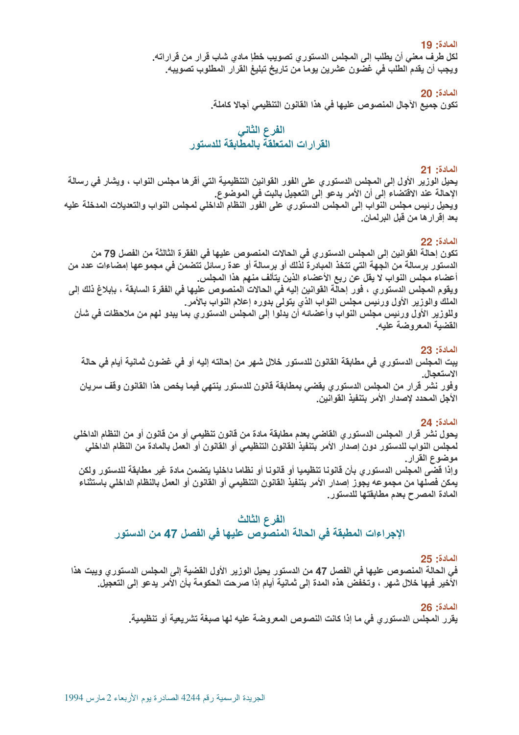**المادة: 19**

لكل طرف معني أن يطلب إلى المجلس الدستوري تصويب خطإ مادي شاب قرار من قراراته.
ويجب أن يقدم الطلب في غضون عشرين يوما من تاريخ تبليغ القرار المطلوب تصويبه.

**المادة: 20**

تكون جميع الآجال المنصوص عليها في هذا القانون التنظيمي آجالا كاملة.

## الفرع الثاني
## القرارات المتعلقة بالمطابقة للدستور

**المادة: 21**

يحيل الوزير الأول إلى المجلس الدستوري على الفور القوانين التنظيمية التي أقرها مجلس النواب ، ويشار في رسالة الإحالة عند الاقتضاء إلى أن الأمر يدعو إلى التعجيل بالبت في الموضوع.
ويحيل رئيس مجلس النواب إلى المجلس الدستوري على الفور النظام الداخلي لمجلس النواب والتعديلات المدخلة عليه بعد إقرارها من قبل البرلمان.

**المادة: 22**

تكون إحالة القوانين إلى المجلس الدستوري في الحالات المنصوص عليها في الفقرة الثالثة من الفصل 79 من الدستور برسالة من الجهة التي تتخذ المبادرة لذلك أو برسالة أو عدة رسائل تتضمن في مجموعها إمضاءات عدد من أعضاء مجلس النواب لا يقل عن ربع الأعضاء الذين يتألف منهم هذا المجلس.
ويقوم المجلس الدستوري ، فور إحالة القوانين إليه في الحالات المنصوص عليها في الفقرة السابقة ، بإبلاغ ذلك إلى الملك والوزير الأول ورئيس مجلس النواب الذي يتولى بدوره إعلام النواب بالأمر.
وللوزير الأول ورئيس مجلس النواب وأعضائه أن يدلوا إلى المجلس الدستوري بما يبدو لهم من ملاحظات في شأن القضية المعروضة عليه.

**المادة: 23**

يبت المجلس الدستوري في مطابقة القانون للدستور خلال شهر من إحالته إليه أو في غضون ثمانية أيام في حالة الاستعجال.
وفور نشر قرار من المجلس الدستوري يقضي بمطابقة قانون للدستور ينتهي فيما يخص هذا القانون وقف سريان الأجل المحدد لإصدار الأمر بتنفيذ القوانين.

**المادة: 24**

يحول نشر قرار المجلس الدستوري القاضي بعدم مطابقة مادة من قانون تنظيمي أو من قانون أو من النظام الداخلي لمجلس النواب للدستور دون إصدار الأمر بتنفيذ القانون التنظيمي أو القانون أو العمل بالمادة من النظام الداخلي موضوع القرار.
وإذا قضى المجلس الدستوري بأن قانونا تنظيميا أو قانونا أو نظاما داخليا يتضمن مادة غير مطابقة للدستور ولكن يمكن فصلها من مجموعه يجوز إصدار الأمر بتنفيذ القانون التنظيمي أو القانون أو العمل بالنظام الداخلي باستثناء المادة المصرح بعدم مطابقتها للدستور.

## الفرع الثالث
## الإجراءات المطبقة في الحالة المنصوص عليها في الفصل 47 من الدستور

**المادة: 25**

في الحالة المنصوص عليها في الفصل 47 من الدستور يحيل الوزير الأول القضية إلى المجلس الدستوري ويبت هذا الأخير فيها خلال شهر ، وتخفض هذه المدة إلى ثمانية أيام إذا صرحت الحكومة بأن الأمر يدعو إلى التعجيل.

**المادة: 26**

يقرر المجلس الدستوري في ما إذا كانت النصوص المعروضة عليه لها صبغة تشريعية أو تنظيمية.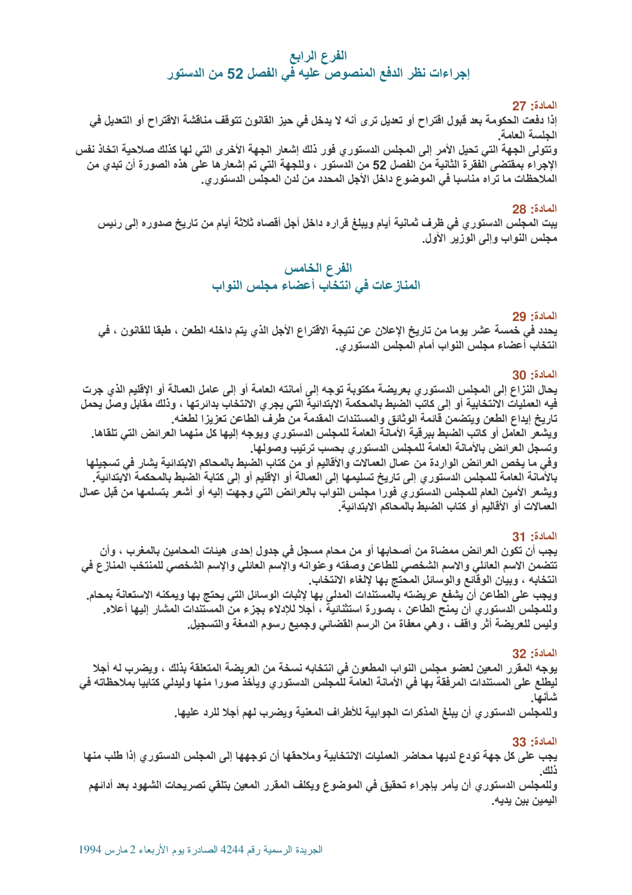## الفرع الرابع
## إجراءات نظر الدفع المنصوص عليه في الفصل 52 من الدستور

**المادة: 27**

**إذا دفعت الحكومة بعد قبول اقتراح أو تعديل ترى أنه لا يدخل في حيز القانون تتوقف مناقشة الاقتراح أو التعديل في الجلسة العامة.**
**وتتولى الجهة التي تحيل الأمر إلى المجلس الدستوري فور ذلك إشعار الجهة الأخرى التي لها كذلك صلاحية اتخاذ نفس الإجراء بمقتضى الفقرة الثانية من الفصل 52 من الدستور ، وللجهة التي تم إشعارها على هذه الصورة أن تبدي من الملاحظات ما تراه مناسبا في الموضوع داخل الأجل المحدد من لدن المجلس الدستوري.**

**المادة: 28**

**يبت المجلس الدستوري في ظرف ثمانية أيام ويبلغ قراره داخل أجل أقصاه ثلاثة أيام من تاريخ صدوره إلى رئيس مجلس النواب وإلى الوزير الأول.**

## الفرع الخامس
## المنازعات في انتخاب أعضاء مجلس النواب

**المادة: 29**

**يحدد في خمسة عشر يوما من تاريخ الإعلان عن نتيجة الاقتراع الأجل الذي يتم داخله الطعن ، طبقا للقانون ، في انتخاب أعضاء مجلس النواب أمام المجلس الدستوري.**

**المادة: 30**

**يحال النزاع إلى المجلس الدستوري بعريضة مكتوبة توجه إلى أمانته العامة أو إلى عامل العمالة أو الإقليم الذي جرت فيه العمليات الانتخابية أو إلى كاتب الضبط بالمحكمة الابتدائية التي يجري الانتخاب بدائرتها ، وذلك مقابل وصل يحمل تاريخ إيداع الطعن ويتضمن قائمة الوثائق والمستندات المقدمة من طرف الطاعن تعزيزا لطعنه.**
**ويشعر العامل أو كاتب الضبط ببرقية الأمانة العامة للمجلس الدستوري ويوجه إليها كل منهما العرائض التي تلقاها.**
**وتسجل العرائض بالأمانة العامة للمجلس الدستوري بحسب ترتيب وصولها.**
**وفي ما يخص العرائض الواردة من عمال العمالات والأقاليم أو من كتاب الضبط بالمحاكم الابتدائية يشار في تسجيلها بالأمانة العامة للمجلس الدستوري إلى تاريخ تسليمها إلى العمالة أو الإقليم أو إلى كتابة الضبط بالمحكمة الابتدائية.**
**ويشعر الأمين العام للمجلس الدستوري فورا مجلس النواب بالعرائض التي وجهت إليه أو أشعر بتسلمها من قبل عمال العمالات أو الأقاليم أو كتاب الضبط بالمحاكم الابتدائية.**

**المادة: 31**

**يجب أن تكون العرائض ممضاة من أصحابها أو من محام مسجل في جدول إحدى هيئات المحامين بالمغرب ، وأن تتضمن الاسم العائلي والاسم الشخصي للطاعن وصفته وعنوانه والإسم العائلي والإسم الشخصي للمنتخب المنازع في انتخابه ، وبيان الوقائع والوسائل المحتج بها لإلغاء الانتخاب.**
**ويجب على الطاعن أن يشفع عريضته بالمستندات المدلى بها لإثبات الوسائل التي يحتج بها ويمكنه الاستعانة بمحام.**
**وللمجلس الدستوري أن يمنح الطاعن ، بصورة استثنائية ، أجلا للإدلاء بجزء من المستندات المشار إليها أعلاه.**
**وليس للعريضة أثر واقف ، وهي معفاة من الرسم القضائي وجميع رسوم الدمغة والتسجيل.**

**المادة: 32**

**يوجه المقرر المعين لعضو مجلس النواب المطعون في انتخابه نسخة من العريضة المتعلقة بذلك ، ويضرب له أجلا ليطلع على المستندات المرفقة بها في الأمانة العامة للمجلس الدستوري ويأخذ صورا منها وليدلي كتابيا بملاحظاته في شأنها.**
**وللمجلس الدستوري أن يبلغ المذكرات الجوابية للأطراف المعنية ويضرب لهم أجلا للرد عليها.**

**المادة: 33**

**يجب على كل جهة تودع لديها محاضر العمليات الانتخابية وملاحقها أن توجهها إلى المجلس الدستوري إذا طلب منها ذلك.**
**وللمجلس الدستوري أن يأمر بإجراء تحقيق في الموضوع ويكلف المقرر المعين بتلقي تصريحات الشهود بعد أدائهم اليمين بين يديه.**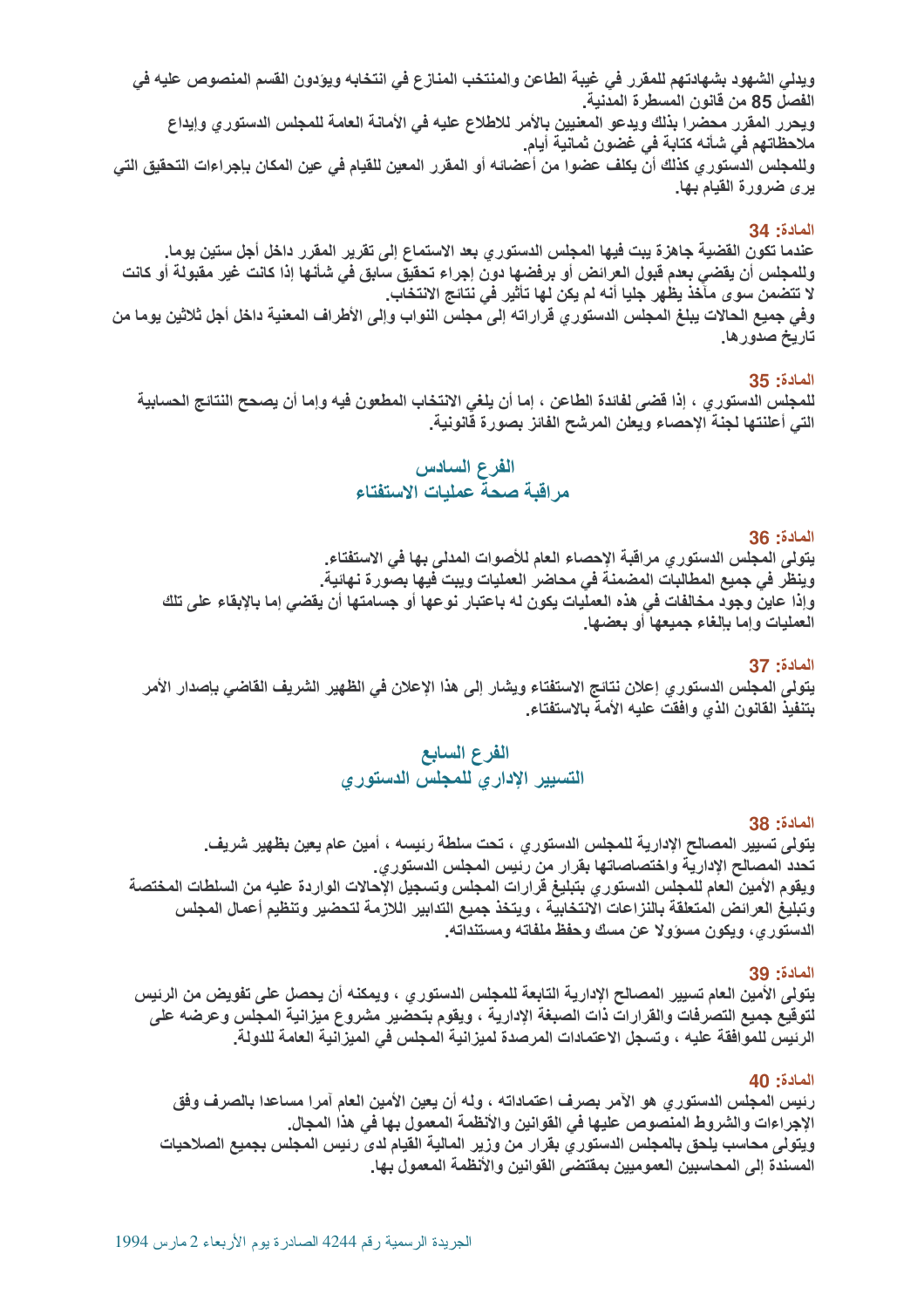ويدلي الشهود بشهادتهم للمقرر في غيبة الطاعن والمنتخب المنازع في انتخابه ويؤدون القسم المنصوص عليه في الفصل 85 من قانون المسطرة المدنية.
ويحرر المقرر محضرا بذلك ويدعو المعنيين بالأمر للاطلاع عليه في الأمانة العامة للمجلس الدستوري وإيداع ملاحظاتهم في شأنه كتابة في غضون ثمانية أيام.
وللمجلس الدستوري كذلك أن يكلف عضوا من أعضائه أو المقرر المعين للقيام في عين المكان بإجراءات التحقيق التي يرى ضرورة القيام بها.

### المادة: 34

عندما تكون القضية جاهزة يبت فيها المجلس الدستوري بعد الاستماع إلى تقرير المقرر داخل أجل ستين يوما.
وللمجلس أن يقضي بعدم قبول العرائض أو برفضها دون إجراء تحقيق سابق في شأنها إذا كانت غير مقبولة أو كانت لا تتضمن سوى مآخذ يظهر جليا أنه لم يكن لها تأثير في نتائج الانتخاب.
وفي جميع الحالات يبلغ المجلس الدستوري قراراته إلى مجلس النواب وإلى الأطراف المعنية داخل أجل ثلاثين يوما من تاريخ صدورها.

### المادة: 35

للمجلس الدستوري ، إذا قضى لفائدة الطاعن ، إما أن يلغي الانتخاب المطعون فيه وإما أن يصحح النتائج الحسابية التي أعلنتها لجنة الإحصاء ويعلن المرشح الفائز بصورة قانونية.

## الفرع السادس
## مراقبة صحة عمليات الاستفتاء

### المادة: 36

يتولى المجلس الدستوري مراقبة الإحصاء العام للأصوات المدلى بها في الاستفتاء.
وينظر في جميع المطالبات المضمنة في محاضر العمليات ويبت فيها بصورة نهائية.
وإذا عاين وجود مخالفات في هذه العمليات يكون له باعتبار نوعها أو جسامتها أن يقضي إما بالإبقاء على تلك العمليات وإما بإلغاء جميعها أو بعضها.

### المادة: 37

يتولى المجلس الدستوري إعلان نتائج الاستفتاء ويشار إلى هذا الإعلان في الظهير الشريف القاضي بإصدار الأمر بتنفيذ القانون الذي وافقت عليه الأمة بالاستفتاء.

## الفرع السابع
## التسيير الإداري للمجلس الدستوري

### المادة: 38

يتولى تسيير المصالح الإدارية للمجلس الدستوري ، تحت سلطة رئيسه ، أمين عام يعين بظهير شريف.
تحدد المصالح الإدارية واختصاصاتها بقرار من رئيس المجلس الدستوري.
ويقوم الأمين العام للمجلس الدستوري بتبليغ قرارات المجلس وتسجيل الإحالات الواردة عليه من السلطات المختصة وتبليغ العرائض المتعلقة بالنزاعات الانتخابية ، ويتخذ جميع التدابير اللازمة لتحضير وتنظيم أعمال المجلس الدستوري، ويكون مسؤولا عن مسك وحفظ ملفاته ومستنداته.

### المادة: 39

يتولى الأمين العام تسيير المصالح الإدارية التابعة للمجلس الدستوري ، ويمكنه أن يحصل على تفويض من الرئيس لتوقيع جميع التصرفات والقرارات ذات الصبغة الإدارية ، ويقوم بتحضير مشروع ميزانية المجلس وعرضه على الرئيس للموافقة عليه ، وتسجل الاعتمادات المرصدة لميزانية المجلس في الميزانية العامة للدولة.

### المادة: 40

رئيس المجلس الدستوري هو الآمر بصرف اعتماداته ، وله أن يعين الأمين العام آمرا مساعدا بالصرف وفق الإجراءات والشروط المنصوص عليها في القوانين والأنظمة المعمول بها في هذا المجال.
ويتولى محاسب يلحق بالمجلس الدستوري بقرار من وزير المالية القيام لدى رئيس المجلس بجميع الصلاحيات المسندة إلى المحاسبين العموميين بمقتضى القوانين والأنظمة المعمول بها.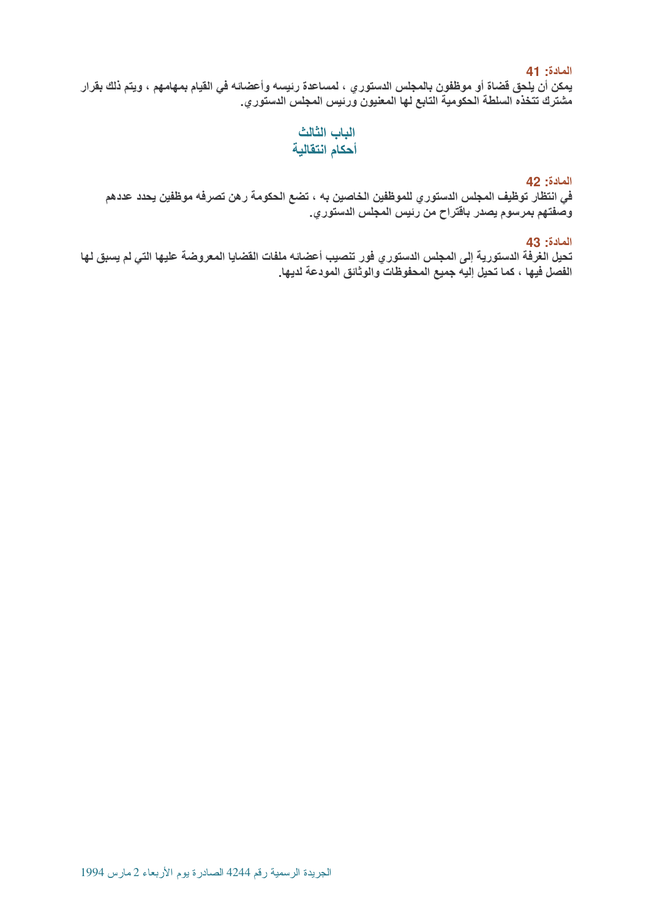**المادة: 41**

يمكن أن يلحق قضاة أو موظفون بالمجلس الدستوري ، لمساعدة رئيسه وأعضائه في القيام بمهامهم ، ويتم ذلك بقرار مشترك تتخذه السلطة الحكومية التابع لها المعنيون ورئيس المجلس الدستوري.

## الباب الثالث
## أحكام انتقالية

**المادة: 42**

في انتظار توظيف المجلس الدستوري للموظفين الخاصين به ، تضع الحكومة رهن تصرفه موظفين يحدد عددهم وصفتهم بمرسوم يصدر باقتراح من رئيس المجلس الدستوري.

**المادة: 43**

تحيل الغرفة الدستورية إلى المجلس الدستوري فور تنصيب أعضائه ملفات القضايا المعروضة عليها التي لم يسبق لها الفصل فيها ، كما تحيل إليه جميع المحفوظات والوثائق المودعة لديها.